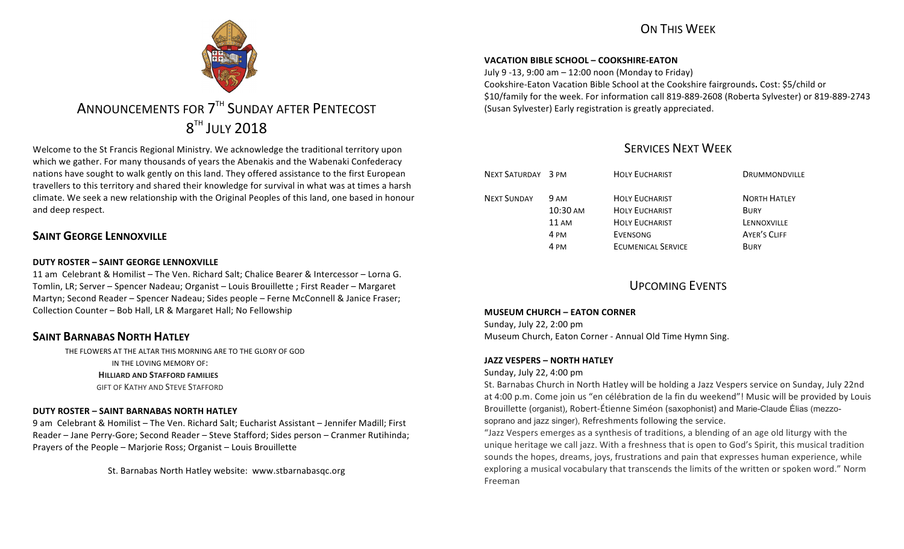# ANNOUNCEMENTS FOR 7TH SUNDAY AFTER PENTECOST

# 8TH JULY 2018

Welcome to the St Francis Regional Ministry. We acknowledge the traditional territory upon which we gather. For many thousands of years the Abenakis and the Wabenaki Confederacy nations have sought to walk gently on this land. They offered assistance to the first European travellers to this territory and shared their knowledge for survival in what was at times a harsh climate. We seek a new relationship with the Original Peoples of this land, one based in honour and deep respect.

## SAINT GEORGE LENNOXVILLE

**DUTY ROSTER – SAINT GEORGE LENNOXVILLE**

11 am Celebrant & Homilist – The Ven. Richard Salt; Chalice Bearer & Intercessor – Lorna G. Tomlin, LR; Server – Spencer Nadeau; Organist – Louis Brouillette ; First Reader – Margaret Martyn; Second Reader – Spencer Nadeau; Sides people – Ferne McConnell & Janice Fraser; Collection Counter – Bob Hall, LR & Margaret Hall; No Fellowship

## SAINT BARNABAS NORTH HATLEY

THE FLOWERS AT THE ALTAR THIS MORNING ARE TO THE GLORY OF GOD
IN THE LOVING MEMORY OF:
**HILLIARD AND STAFFORD FAMILIES**
GIFT OF KATHY AND STEVE STAFFORD

**DUTY ROSTER – SAINT BARNABAS NORTH HATLEY**

9 am Celebrant & Homilist – The Ven. Richard Salt; Eucharist Assistant – Jennifer Madill; First Reader – Jane Perry-Gore; Second Reader – Steve Stafford; Sides person – Cranmer Rutihinda; Prayers of the People – Marjorie Ross; Organist – Louis Brouillette

St. Barnabas North Hatley website: www.stbarnabasqc.org

## ON THIS WEEK

**VACATION BIBLE SCHOOL – COOKSHIRE-EATON**

July 9 -13, 9:00 am – 12:00 noon (Monday to Friday)
Cookshire-Eaton Vacation Bible School at the Cookshire fairgrounds**.** Cost: $5/child or $10/family for the week. For information call 819-889-2608 (Roberta Sylvester) or 819-889-2743 (Susan Sylvester) Early registration is greatly appreciated.

## SERVICES NEXT WEEK

| | | | |
|---|---|---|---|
| NEXT SATURDAY | 3 PM | HOLY EUCHARIST | DRUMMONDVILLE |
| NEXT SUNDAY | 9 AM | HOLY EUCHARIST | NORTH HATLEY |
| | 10:30 AM | HOLY EUCHARIST | BURY |
| | 11 AM | HOLY EUCHARIST | LENNOXVILLE |
| | 4 PM | EVENSONG | AYER'S CLIFF |
| | 4 PM | ECUMENICAL SERVICE | BURY |

## UPCOMING EVENTS

**MUSEUM CHURCH – EATON CORNER**

Sunday, July 22, 2:00 pm
Museum Church, Eaton Corner - Annual Old Time Hymn Sing.

**JAZZ VESPERS – NORTH HATLEY**

Sunday, July 22, 4:00 pm
St. Barnabas Church in North Hatley will be holding a Jazz Vespers service on Sunday, July 22nd at 4:00 p.m. Come join us "en célébration de la fin du weekend"! Music will be provided by Louis Brouillette (organist), Robert-Étienne Siméon (saxophonist) and Marie-Claude Élias (mezzo-soprano and jazz singer), Refreshments following the service.

"Jazz Vespers emerges as a synthesis of traditions, a blending of an age old liturgy with the unique heritage we call jazz. With a freshness that is open to God's Spirit, this musical tradition sounds the hopes, dreams, joys, frustrations and pain that expresses human experience, while exploring a musical vocabulary that transcends the limits of the written or spoken word." Norm Freeman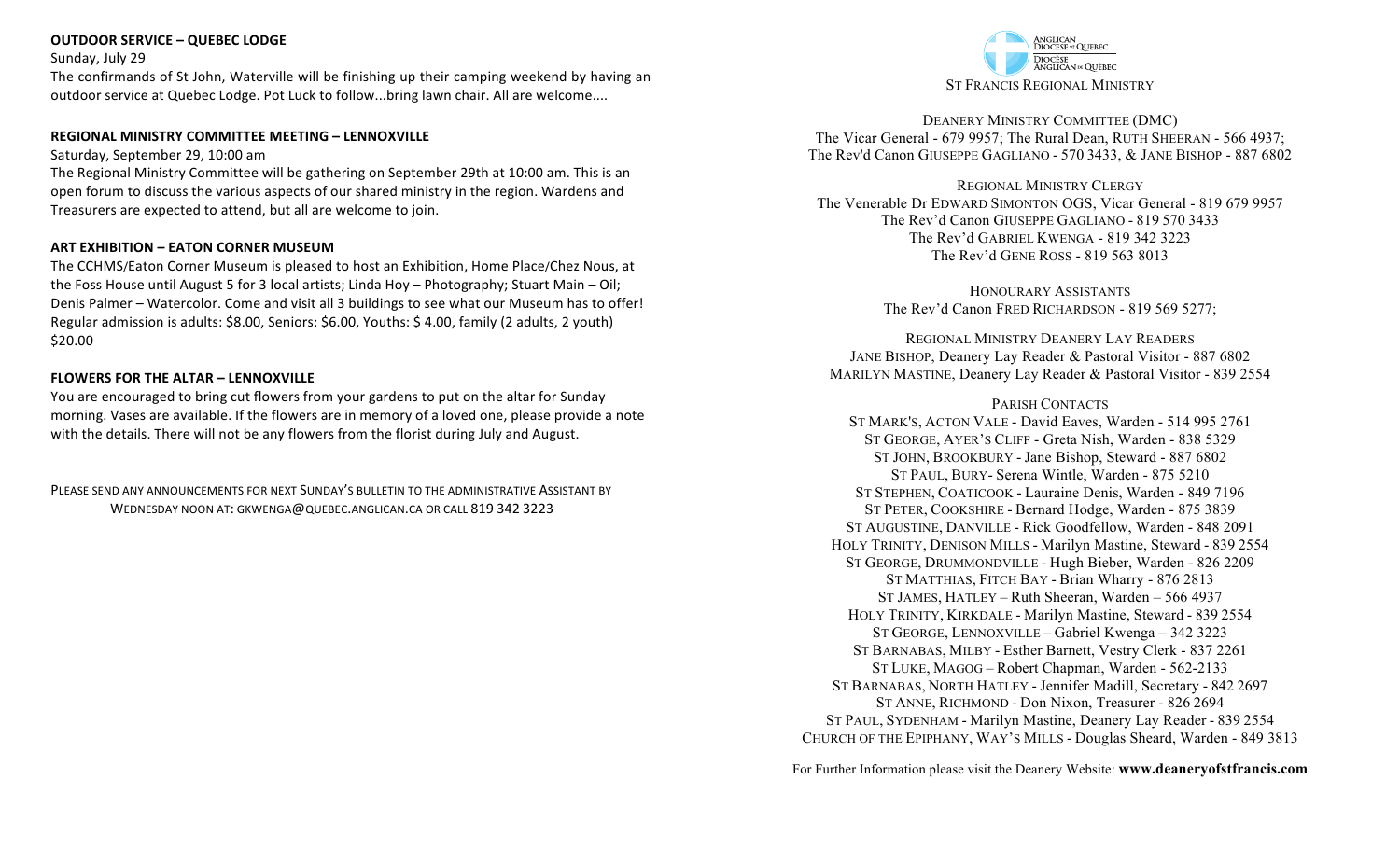### OUTDOOR SERVICE – QUEBEC LODGE

Sunday, July 29

The confirmands of St John, Waterville will be finishing up their camping weekend by having an outdoor service at Quebec Lodge. Pot Luck to follow...bring lawn chair. All are welcome....

### REGIONAL MINISTRY COMMITTEE MEETING – LENNOXVILLE

Saturday, September 29, 10:00 am

The Regional Ministry Committee will be gathering on September 29th at 10:00 am. This is an open forum to discuss the various aspects of our shared ministry in the region. Wardens and Treasurers are expected to attend, but all are welcome to join.

### ART EXHIBITION – EATON CORNER MUSEUM

The CCHMS/Eaton Corner Museum is pleased to host an Exhibition, Home Place/Chez Nous, at the Foss House until August 5 for 3 local artists; Linda Hoy – Photography; Stuart Main – Oil; Denis Palmer – Watercolor. Come and visit all 3 buildings to see what our Museum has to offer! Regular admission is adults: $8.00, Seniors: $6.00, Youths: $ 4.00, family (2 adults, 2 youth) $20.00

### FLOWERS FOR THE ALTAR – LENNOXVILLE

You are encouraged to bring cut flowers from your gardens to put on the altar for Sunday morning. Vases are available. If the flowers are in memory of a loved one, please provide a note with the details. There will not be any flowers from the florist during July and August.

PLEASE SEND ANY ANNOUNCEMENTS FOR NEXT SUNDAY'S BULLETIN TO THE ADMINISTRATIVE ASSISTANT BY WEDNESDAY NOON AT: GKWENGA@QUEBEC.ANGLICAN.CA OR CALL 819 342 3223

Anglican Diocese of Quebec / Diocèse Anglican de Québec

ST FRANCIS REGIONAL MINISTRY

DEANERY MINISTRY COMMITTEE (DMC)
The Vicar General - 679 9957; The Rural Dean, RUTH SHEERAN - 566 4937;
The Rev'd Canon GIUSEPPE GAGLIANO - 570 3433, & JANE BISHOP - 887 6802

REGIONAL MINISTRY CLERGY
The Venerable Dr EDWARD SIMONTON OGS, Vicar General - 819 679 9957
The Rev'd Canon GIUSEPPE GAGLIANO - 819 570 3433
The Rev'd GABRIEL KWENGA - 819 342 3223
The Rev'd GENE ROSS - 819 563 8013

HONOURARY ASSISTANTS
The Rev'd Canon FRED RICHARDSON - 819 569 5277;

REGIONAL MINISTRY DEANERY LAY READERS
JANE BISHOP, Deanery Lay Reader & Pastoral Visitor - 887 6802
MARILYN MASTINE, Deanery Lay Reader & Pastoral Visitor - 839 2554

PARISH CONTACTS
ST MARK'S, ACTON VALE - David Eaves, Warden - 514 995 2761
ST GEORGE, AYER'S CLIFF - Greta Nish, Warden - 838 5329
ST JOHN, BROOKBURY - Jane Bishop, Steward - 887 6802
ST PAUL, BURY- Serena Wintle, Warden - 875 5210
ST STEPHEN, COATICOOK - Lauraine Denis, Warden - 849 7196
ST PETER, COOKSHIRE - Bernard Hodge, Warden - 875 3839
ST AUGUSTINE, DANVILLE - Rick Goodfellow, Warden - 848 2091
HOLY TRINITY, DENISON MILLS - Marilyn Mastine, Steward - 839 2554
ST GEORGE, DRUMMONDVILLE - Hugh Bieber, Warden - 826 2209
ST MATTHIAS, FITCH BAY - Brian Wharry - 876 2813
ST JAMES, HATLEY – Ruth Sheeran, Warden – 566 4937
HOLY TRINITY, KIRKDALE - Marilyn Mastine, Steward - 839 2554
ST GEORGE, LENNOXVILLE – Gabriel Kwenga – 342 3223
ST BARNABAS, MILBY - Esther Barnett, Vestry Clerk - 837 2261
ST LUKE, MAGOG – Robert Chapman, Warden - 562-2133
ST BARNABAS, NORTH HATLEY - Jennifer Madill, Secretary - 842 2697
ST ANNE, RICHMOND - Don Nixon, Treasurer - 826 2694
ST PAUL, SYDENHAM - Marilyn Mastine, Deanery Lay Reader - 839 2554
CHURCH OF THE EPIPHANY, WAY'S MILLS - Douglas Sheard, Warden - 849 3813

For Further Information please visit the Deanery Website: **www.deaneryofstfrancis.com**